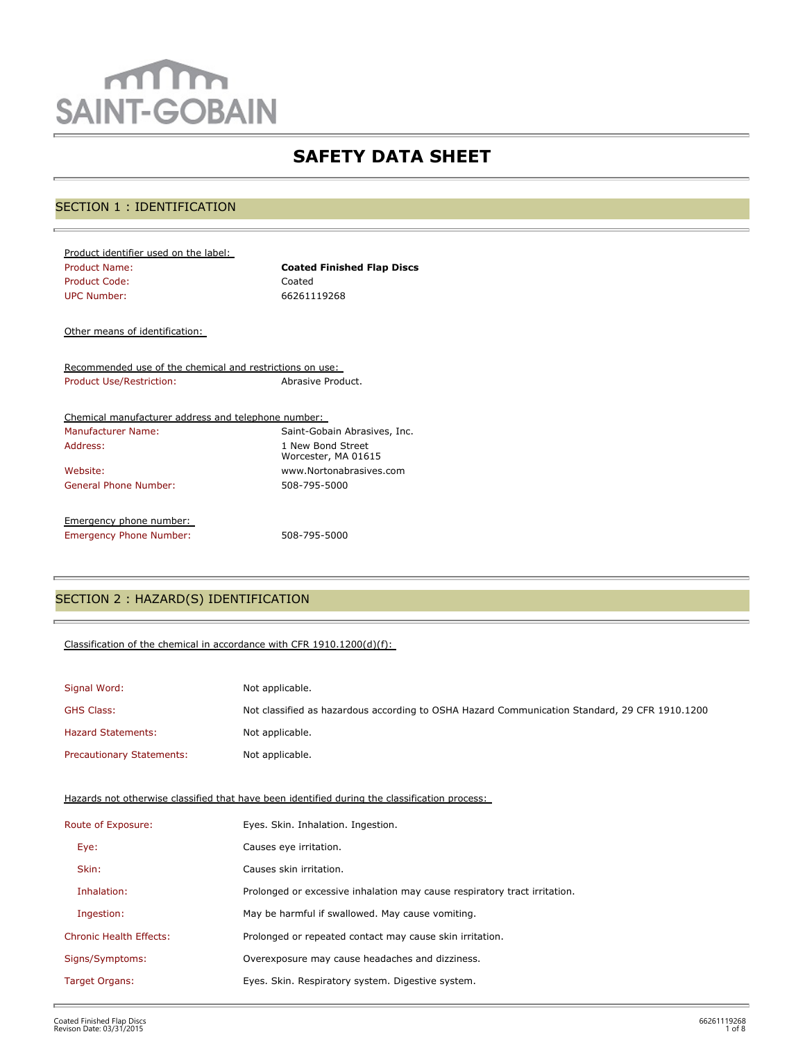SAINT-GOBAIN

# SAFETY DATA SHEET

## SECTION 1 : IDENTIFICATION

Product identifier used on the label:

| | |
|---|---|
| Product Name: | **Coated Finished Flap Discs** |
| Product Code: | Coated |
| UPC Number: | 66261119268 |

Other means of identification:

Recommended use of the chemical and restrictions on use:

| | |
|---|---|
| Product Use/Restriction: | Abrasive Product. |

Chemical manufacturer address and telephone number:

| | |
|---|---|
| Manufacturer Name: | Saint-Gobain Abrasives, Inc. |
| Address: | 1 New Bond Street<br>Worcester, MA 01615 |
| Website: | www.Nortonabrasives.com |
| General Phone Number: | 508-795-5000 |

Emergency phone number:

| | |
|---|---|
| Emergency Phone Number: | 508-795-5000 |

## SECTION 2 : HAZARD(S) IDENTIFICATION

Classification of the chemical in accordance with CFR 1910.1200(d)(f):

| | |
|---|---|
| Signal Word: | Not applicable. |
| GHS Class: | Not classified as hazardous according to OSHA Hazard Communication Standard, 29 CFR 1910.1200 |
| Hazard Statements: | Not applicable. |
| Precautionary Statements: | Not applicable. |

Hazards not otherwise classified that have been identified during the classification process:

| | |
|---|---|
| Route of Exposure: | Eyes. Skin. Inhalation. Ingestion. |
| Eye: | Causes eye irritation. |
| Skin: | Causes skin irritation. |
| Inhalation: | Prolonged or excessive inhalation may cause respiratory tract irritation. |
| Ingestion: | May be harmful if swallowed. May cause vomiting. |
| Chronic Health Effects: | Prolonged or repeated contact may cause skin irritation. |
| Signs/Symptoms: | Overexposure may cause headaches and dizziness. |
| Target Organs: | Eyes. Skin. Respiratory system. Digestive system. |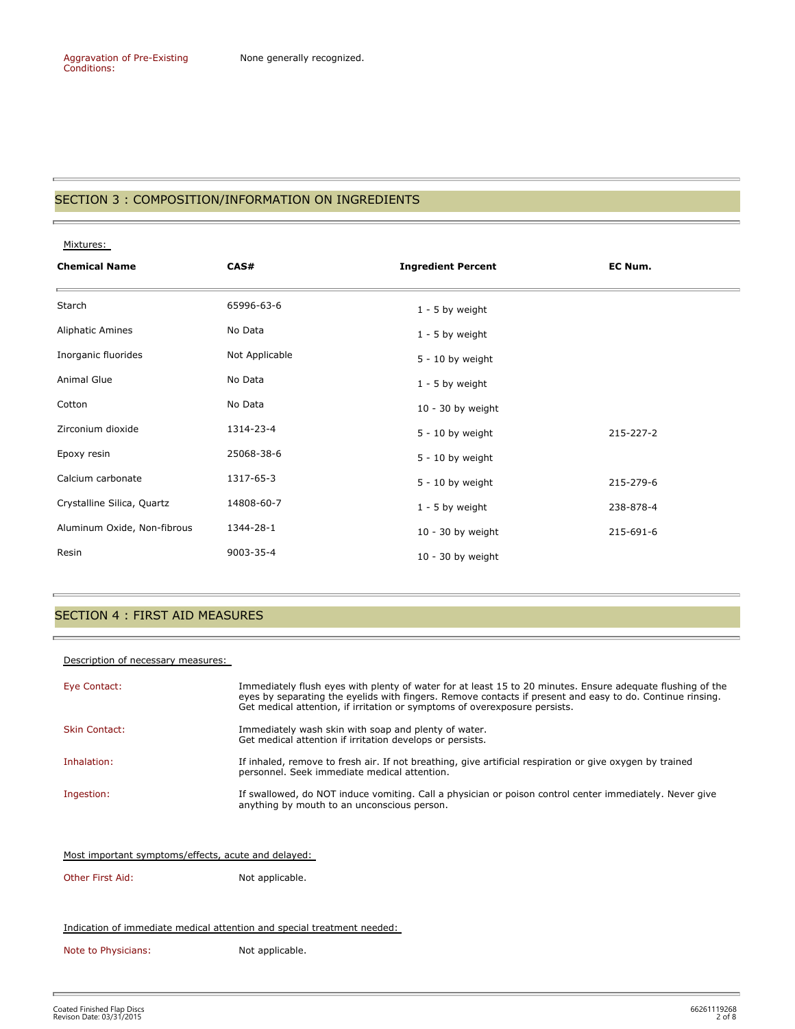Aggravation of Pre-Existing Conditions: None generally recognized.

## SECTION 3 : COMPOSITION/INFORMATION ON INGREDIENTS

Mixtures:

| Chemical Name | CAS# | Ingredient Percent | EC Num. |
|---|---|---|---|
| Starch | 65996-63-6 | 1 - 5 by weight | |
| Aliphatic Amines | No Data | 1 - 5 by weight | |
| Inorganic fluorides | Not Applicable | 5 - 10 by weight | |
| Animal Glue | No Data | 1 - 5 by weight | |
| Cotton | No Data | 10 - 30 by weight | |
| Zirconium dioxide | 1314-23-4 | 5 - 10 by weight | 215-227-2 |
| Epoxy resin | 25068-38-6 | 5 - 10 by weight | |
| Calcium carbonate | 1317-65-3 | 5 - 10 by weight | 215-279-6 |
| Crystalline Silica, Quartz | 14808-60-7 | 1 - 5 by weight | 238-878-4 |
| Aluminum Oxide, Non-fibrous | 1344-28-1 | 10 - 30 by weight | 215-691-6 |
| Resin | 9003-35-4 | 10 - 30 by weight | |

## SECTION 4 : FIRST AID MEASURES

Description of necessary measures:

Eye Contact: Immediately flush eyes with plenty of water for at least 15 to 20 minutes. Ensure adequate flushing of the eyes by separating the eyelids with fingers. Remove contacts if present and easy to do. Continue rinsing. Get medical attention, if irritation or symptoms of overexposure persists.

Skin Contact: Immediately wash skin with soap and plenty of water. Get medical attention if irritation develops or persists.

Inhalation: If inhaled, remove to fresh air. If not breathing, give artificial respiration or give oxygen by trained personnel. Seek immediate medical attention.

Ingestion: If swallowed, do NOT induce vomiting. Call a physician or poison control center immediately. Never give anything by mouth to an unconscious person.

Most important symptoms/effects, acute and delayed:

Other First Aid: Not applicable.

Indication of immediate medical attention and special treatment needed:

Note to Physicians: Not applicable.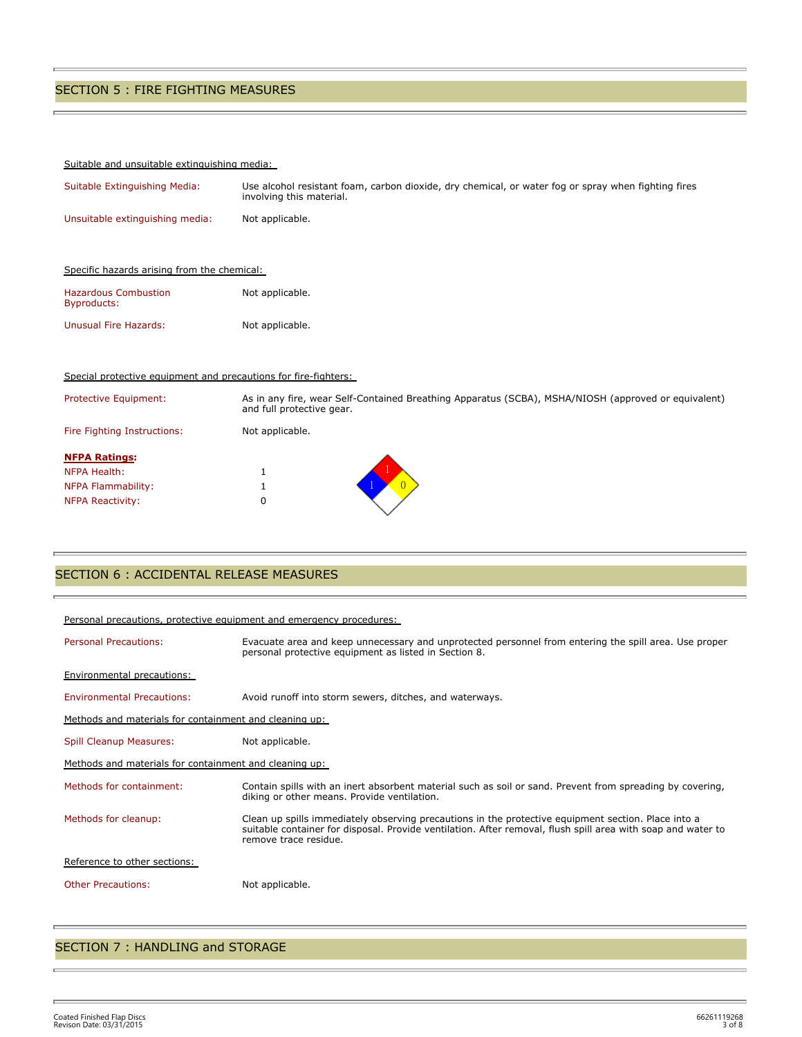## SECTION 5 : FIRE FIGHTING MEASURES

Suitable and unsuitable extinguishing media:

| | |
|---|---|
| Suitable Extinguishing Media: | Use alcohol resistant foam, carbon dioxide, dry chemical, or water fog or spray when fighting fires involving this material. |
| Unsuitable extinguishing media: | Not applicable. |

Specific hazards arising from the chemical:

| | |
|---|---|
| Hazardous Combustion Byproducts: | Not applicable. |
| Unusual Fire Hazards: | Not applicable. |

Special protective equipment and precautions for fire-fighters:

| | |
|---|---|
| Protective Equipment: | As in any fire, wear Self-Contained Breathing Apparatus (SCBA), MSHA/NIOSH (approved or equivalent) and full protective gear. |
| Fire Fighting Instructions: | Not applicable. |

**NFPA Ratings:**

| | |
|---|---|
| NFPA Health: | 1 |
| NFPA Flammability: | 1 |
| NFPA Reactivity: | 0 |

## SECTION 6 : ACCIDENTAL RELEASE MEASURES

Personal precautions, protective equipment and emergency procedures:

| | |
|---|---|
| Personal Precautions: | Evacuate area and keep unnecessary and unprotected personnel from entering the spill area. Use proper personal protective equipment as listed in Section 8. |

Environmental precautions:

| | |
|---|---|
| Environmental Precautions: | Avoid runoff into storm sewers, ditches, and waterways. |

Methods and materials for containment and cleaning up:

| | |
|---|---|
| Spill Cleanup Measures: | Not applicable. |

Methods and materials for containment and cleaning up:

| | |
|---|---|
| Methods for containment: | Contain spills with an inert absorbent material such as soil or sand. Prevent from spreading by covering, diking or other means. Provide ventilation. |
| Methods for cleanup: | Clean up spills immediately observing precautions in the protective equipment section. Place into a suitable container for disposal. Provide ventilation. After removal, flush spill area with soap and water to remove trace residue. |

Reference to other sections:

| | |
|---|---|
| Other Precautions: | Not applicable. |

## SECTION 7 : HANDLING and STORAGE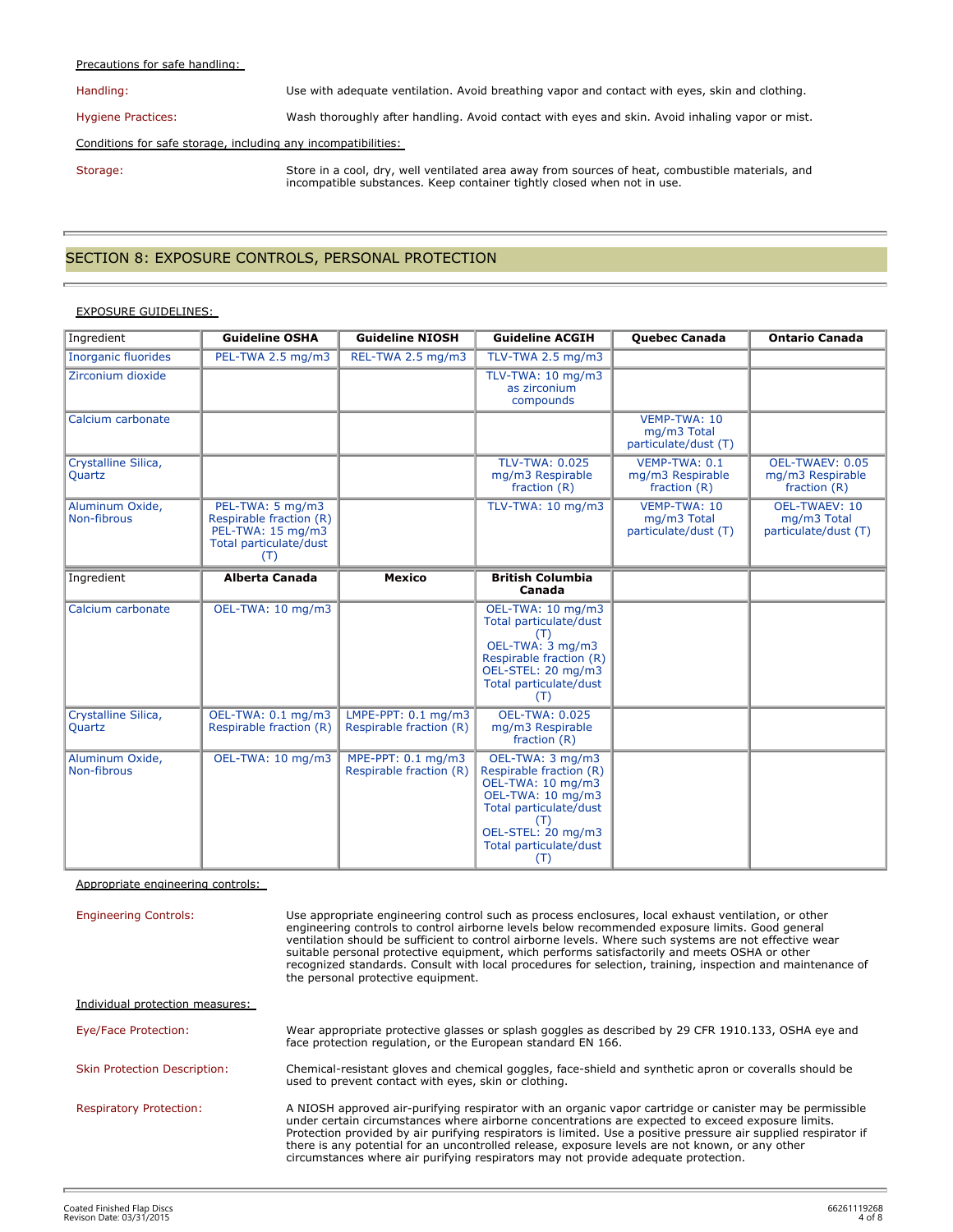Precautions for safe handling:

Handling: Use with adequate ventilation. Avoid breathing vapor and contact with eyes, skin and clothing.

Hygiene Practices: Wash thoroughly after handling. Avoid contact with eyes and skin. Avoid inhaling vapor or mist.

Conditions for safe storage, including any incompatibilities:

Storage: Store in a cool, dry, well ventilated area away from sources of heat, combustible materials, and incompatible substances. Keep container tightly closed when not in use.

## SECTION 8: EXPOSURE CONTROLS, PERSONAL PROTECTION

EXPOSURE GUIDELINES:

| Ingredient | Guideline OSHA | Guideline NIOSH | Guideline ACGIH | Quebec Canada | Ontario Canada |
|---|---|---|---|---|---|
| Inorganic fluorides | PEL-TWA 2.5 mg/m3 | REL-TWA 2.5 mg/m3 | TLV-TWA 2.5 mg/m3 | | |
| Zirconium dioxide | | | TLV-TWA: 10 mg/m3 as zirconium compounds | | |
| Calcium carbonate | | | | VEMP-TWA: 10 mg/m3 Total particulate/dust (T) | |
| Crystalline Silica, Quartz | | | TLV-TWA: 0.025 mg/m3 Respirable fraction (R) | VEMP-TWA: 0.1 mg/m3 Respirable fraction (R) | OEL-TWAEV: 0.05 mg/m3 Respirable fraction (R) |
| Aluminum Oxide, Non-fibrous | PEL-TWA: 5 mg/m3 Respirable fraction (R) PEL-TWA: 15 mg/m3 Total particulate/dust (T) | | TLV-TWA: 10 mg/m3 | VEMP-TWA: 10 mg/m3 Total particulate/dust (T) | OEL-TWAEV: 10 mg/m3 Total particulate/dust (T) |

| Ingredient | Alberta Canada | Mexico | British Columbia Canada | | |
|---|---|---|---|---|---|
| Calcium carbonate | OEL-TWA: 10 mg/m3 | | OEL-TWA: 10 mg/m3 Total particulate/dust (T) OEL-TWA: 3 mg/m3 Respirable fraction (R) OEL-STEL: 20 mg/m3 Total particulate/dust (T) | | |
| Crystalline Silica, Quartz | OEL-TWA: 0.1 mg/m3 Respirable fraction (R) | LMPE-PPT: 0.1 mg/m3 Respirable fraction (R) | OEL-TWA: 0.025 mg/m3 Respirable fraction (R) | | |
| Aluminum Oxide, Non-fibrous | OEL-TWA: 10 mg/m3 | MPE-PPT: 0.1 mg/m3 Respirable fraction (R) | OEL-TWA: 3 mg/m3 Respirable fraction (R) OEL-TWA: 10 mg/m3 OEL-TWA: 10 mg/m3 Total particulate/dust (T) OEL-STEL: 20 mg/m3 Total particulate/dust (T) | | |

Appropriate engineering controls:

Engineering Controls: Use appropriate engineering control such as process enclosures, local exhaust ventilation, or other engineering controls to control airborne levels below recommended exposure limits. Good general ventilation should be sufficient to control airborne levels. Where such systems are not effective wear suitable personal protective equipment, which performs satisfactorily and meets OSHA or other recognized standards. Consult with local procedures for selection, training, inspection and maintenance of the personal protective equipment.

Individual protection measures:

Eye/Face Protection: Wear appropriate protective glasses or splash goggles as described by 29 CFR 1910.133, OSHA eye and face protection regulation, or the European standard EN 166.

Skin Protection Description: Chemical-resistant gloves and chemical goggles, face-shield and synthetic apron or coveralls should be used to prevent contact with eyes, skin or clothing.

Respiratory Protection: A NIOSH approved air-purifying respirator with an organic vapor cartridge or canister may be permissible under certain circumstances where airborne concentrations are expected to exceed exposure limits. Protection provided by air purifying respirators is limited. Use a positive pressure air supplied respirator if there is any potential for an uncontrolled release, exposure levels are not known, or any other circumstances where air purifying respirators may not provide adequate protection.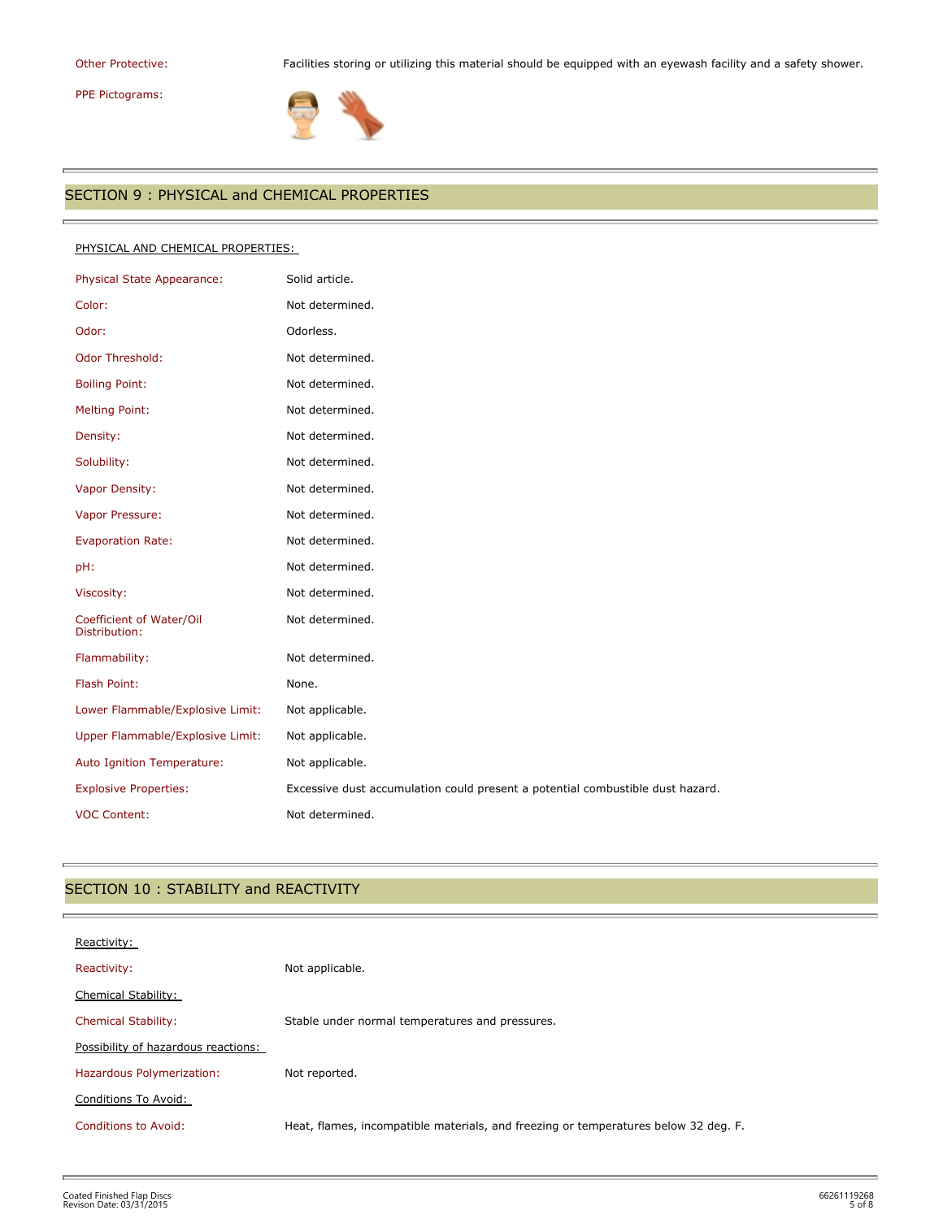| | |
|---|---|
| Other Protective: | Facilities storing or utilizing this material should be equipped with an eyewash facility and a safety shower. |
| PPE Pictograms: | |

## SECTION 9 : PHYSICAL and CHEMICAL PROPERTIES

PHYSICAL AND CHEMICAL PROPERTIES:

| | |
|---|---|
| Physical State Appearance: | Solid article. |
| Color: | Not determined. |
| Odor: | Odorless. |
| Odor Threshold: | Not determined. |
| Boiling Point: | Not determined. |
| Melting Point: | Not determined. |
| Density: | Not determined. |
| Solubility: | Not determined. |
| Vapor Density: | Not determined. |
| Vapor Pressure: | Not determined. |
| Evaporation Rate: | Not determined. |
| pH: | Not determined. |
| Viscosity: | Not determined. |
| Coefficient of Water/Oil Distribution: | Not determined. |
| Flammability: | Not determined. |
| Flash Point: | None. |
| Lower Flammable/Explosive Limit: | Not applicable. |
| Upper Flammable/Explosive Limit: | Not applicable. |
| Auto Ignition Temperature: | Not applicable. |
| Explosive Properties: | Excessive dust accumulation could present a potential combustible dust hazard. |
| VOC Content: | Not determined. |

## SECTION 10 : STABILITY and REACTIVITY

Reactivity:

| | |
|---|---|
| Reactivity: | Not applicable. |

Chemical Stability:

| | |
|---|---|
| Chemical Stability: | Stable under normal temperatures and pressures. |

Possibility of hazardous reactions:

| | |
|---|---|
| Hazardous Polymerization: | Not reported. |

Conditions To Avoid:

| | |
|---|---|
| Conditions to Avoid: | Heat, flames, incompatible materials, and freezing or temperatures below 32 deg. F. |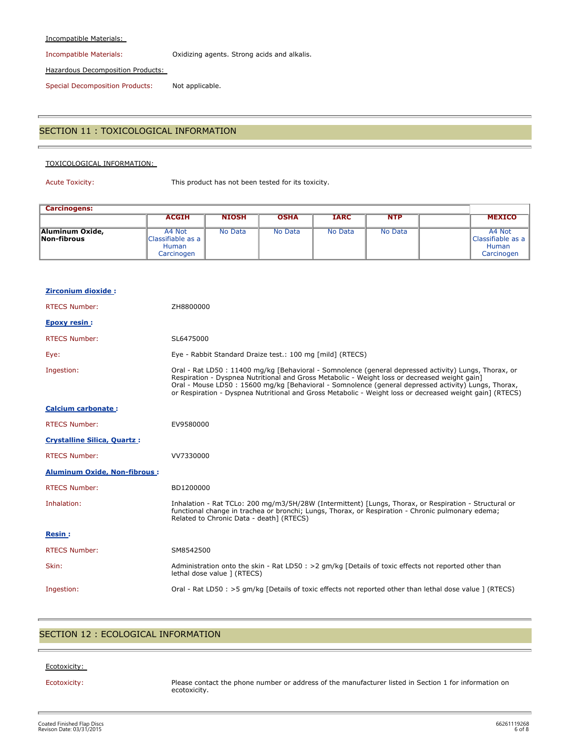Incompatible Materials:

Incompatible Materials: Oxidizing agents. Strong acids and alkalis.

Hazardous Decomposition Products:

Special Decomposition Products: Not applicable.

## SECTION 11 : TOXICOLOGICAL INFORMATION

TOXICOLOGICAL INFORMATION:

Acute Toxicity: This product has not been tested for its toxicity.

| **Carcinogens:** | | | | | | | |
|---|---|---|---|---|---|---|---|
| | **ACGIH** | **NIOSH** | **OSHA** | **IARC** | **NTP** | | **MEXICO** |
| **Aluminum Oxide, Non-fibrous** | A4 Not Classifiable as a Human Carcinogen | No Data | No Data | No Data | No Data | | A4 Not Classifiable as a Human Carcinogen |

**Zirconium dioxide :**

RTECS Number: ZH8800000

**Epoxy resin :**

RTECS Number: SL6475000

Eye: Eye - Rabbit Standard Draize test.: 100 mg [mild] (RTECS)

Ingestion: Oral - Rat LD50 : 11400 mg/kg [Behavioral - Somnolence (general depressed activity) Lungs, Thorax, or Respiration - Dyspnea Nutritional and Gross Metabolic - Weight loss or decreased weight gain]
Oral - Mouse LD50 : 15600 mg/kg [Behavioral - Somnolence (general depressed activity) Lungs, Thorax, or Respiration - Dyspnea Nutritional and Gross Metabolic - Weight loss or decreased weight gain] (RTECS)

**Calcium carbonate :**

RTECS Number: EV9580000

**Crystalline Silica, Quartz :**

RTECS Number: VV7330000

**Aluminum Oxide, Non-fibrous :**

RTECS Number: BD1200000

Inhalation: Inhalation - Rat TCLo: 200 mg/m3/5H/28W (Intermittent) [Lungs, Thorax, or Respiration - Structural or functional change in trachea or bronchi; Lungs, Thorax, or Respiration - Chronic pulmonary edema; Related to Chronic Data - death] (RTECS)

**Resin :**

RTECS Number: SM8542500

Skin: Administration onto the skin - Rat LD50 : >2 gm/kg [Details of toxic effects not reported other than lethal dose value ] (RTECS)

Ingestion: Oral - Rat LD50 : >5 gm/kg [Details of toxic effects not reported other than lethal dose value ] (RTECS)

## SECTION 12 : ECOLOGICAL INFORMATION

Ecotoxicity:

Ecotoxicity: Please contact the phone number or address of the manufacturer listed in Section 1 for information on ecotoxicity.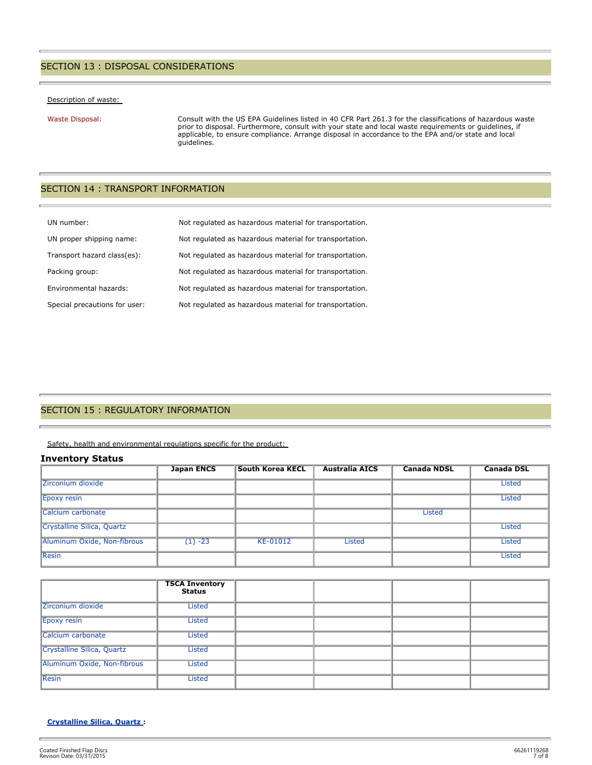## SECTION 13 : DISPOSAL CONSIDERATIONS

Description of waste:

Waste Disposal: Consult with the US EPA Guidelines listed in 40 CFR Part 261.3 for the classifications of hazardous waste prior to disposal. Furthermore, consult with your state and local waste requirements or guidelines, if applicable, to ensure compliance. Arrange disposal in accordance to the EPA and/or state and local guidelines.

## SECTION 14 : TRANSPORT INFORMATION

UN number: Not regulated as hazardous material for transportation.

UN proper shipping name: Not regulated as hazardous material for transportation.

Transport hazard class(es): Not regulated as hazardous material for transportation.

Packing group: Not regulated as hazardous material for transportation.

Environmental hazards: Not regulated as hazardous material for transportation.

Special precautions for user: Not regulated as hazardous material for transportation.

## SECTION 15 : REGULATORY INFORMATION

Safety, health and environmental regulations specific for the product:

### Inventory Status

| | Japan ENCS | South Korea KECL | Australia AICS | Canada NDSL | Canada DSL |
|---|---|---|---|---|---|
| Zirconium dioxide | | | | | Listed |
| Epoxy resin | | | | | Listed |
| Calcium carbonate | | | | Listed | |
| Crystalline Silica, Quartz | | | | | Listed |
| Aluminum Oxide, Non-fibrous | (1) -23 | KE-01012 | Listed | | Listed |
| Resin | | | | | Listed |

| | TSCA Inventory Status | | | | |
|---|---|---|---|---|---|
| Zirconium dioxide | Listed | | | | |
| Epoxy resin | Listed | | | | |
| Calcium carbonate | Listed | | | | |
| Crystalline Silica, Quartz | Listed | | | | |
| Aluminum Oxide, Non-fibrous | Listed | | | | |
| Resin | Listed | | | | |

**Crystalline Silica, Quartz :**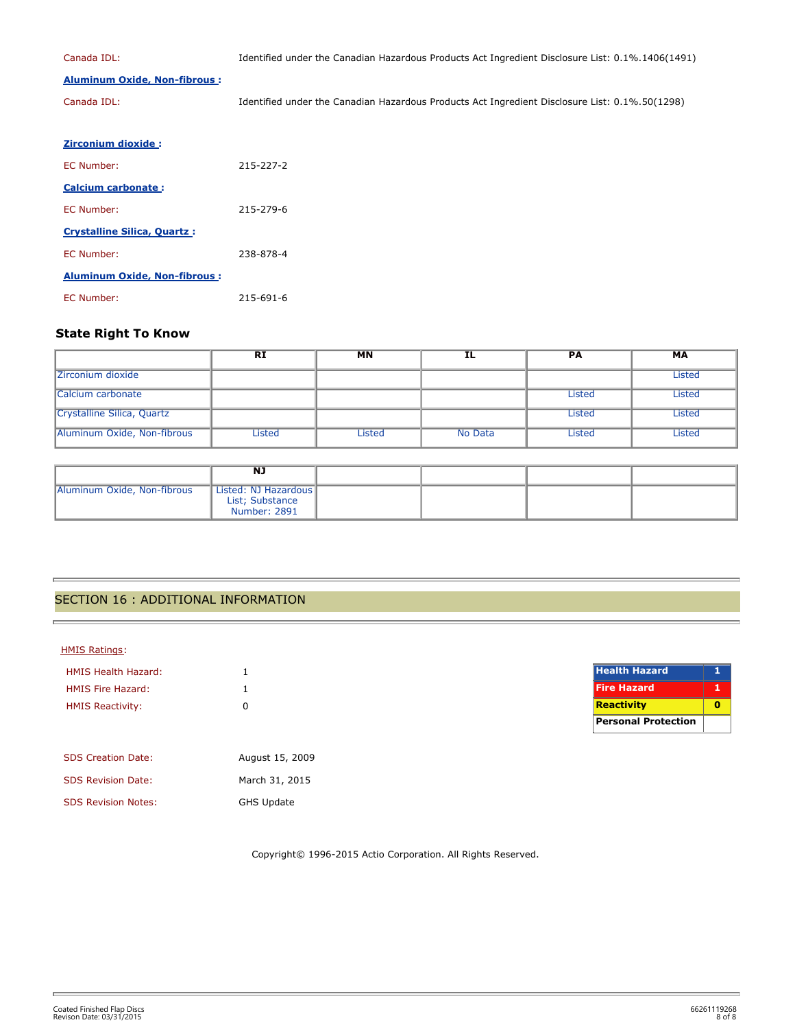Canada IDL: Identified under the Canadian Hazardous Products Act Ingredient Disclosure List: 0.1%.1406(1491)

**Aluminum Oxide, Non-fibrous :**

Canada IDL: Identified under the Canadian Hazardous Products Act Ingredient Disclosure List: 0.1%.50(1298)

**Zirconium dioxide :**

EC Number: 215-227-2

**Calcium carbonate :**

EC Number: 215-279-6

**Crystalline Silica, Quartz :**

EC Number: 238-878-4

**Aluminum Oxide, Non-fibrous :**

EC Number: 215-691-6

### State Right To Know

| | RI | MN | IL | PA | MA |
|---|---|---|---|---|---|
| Zirconium dioxide | | | | | Listed |
| Calcium carbonate | | | | Listed | Listed |
| Crystalline Silica, Quartz | | | | Listed | Listed |
| Aluminum Oxide, Non-fibrous | Listed | Listed | No Data | Listed | Listed |

| | NJ | | | | |
|---|---|---|---|---|---|
| Aluminum Oxide, Non-fibrous | Listed: NJ Hazardous List; Substance Number: 2891 | | | | |

## SECTION 16 : ADDITIONAL INFORMATION

HMIS Ratings:

HMIS Health Hazard: 1

HMIS Fire Hazard: 1

HMIS Reactivity: 0

| | |
|---|---|
| Health Hazard | 1 |
| Fire Hazard | 1 |
| Reactivity | 0 |
| Personal Protection | |

SDS Creation Date: August 15, 2009

SDS Revision Date: March 31, 2015

SDS Revision Notes: GHS Update

Copyright© 1996-2015 Actio Corporation. All Rights Reserved.